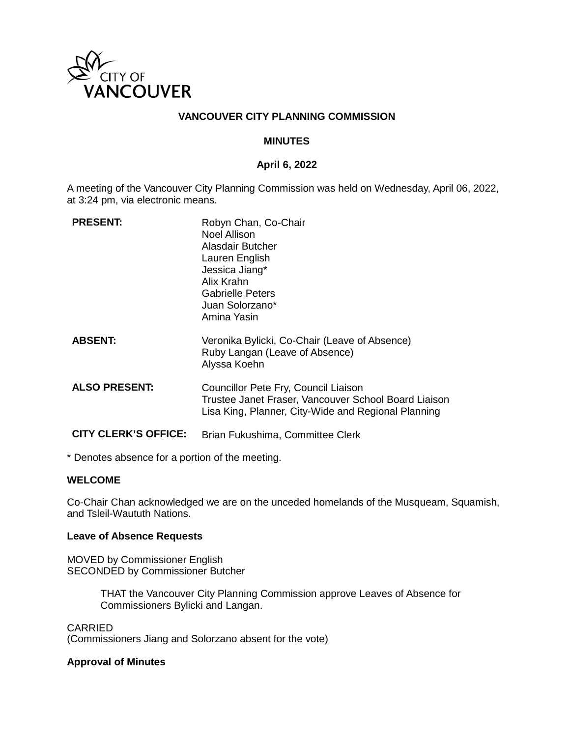CITY OF VANCOUVER

# VANCOUVER CITY PLANNING COMMISSION

## MINUTES

**April 6, 2022**

A meeting of the Vancouver City Planning Commission was held on Wednesday, April 06, 2022, at 3:24 pm, via electronic means.

| | |
|---|---|
| **PRESENT:** | Robyn Chan, Co-Chair<br>Noel Allison<br>Alasdair Butcher<br>Lauren English<br>Jessica Jiang*<br>Alix Krahn<br>Gabrielle Peters<br>Juan Solorzano*<br>Amina Yasin |
| **ABSENT:** | Veronika Bylicki, Co-Chair (Leave of Absence)<br>Ruby Langan (Leave of Absence)<br>Alyssa Koehn |
| **ALSO PRESENT:** | Councillor Pete Fry, Council Liaison<br>Trustee Janet Fraser, Vancouver School Board Liaison<br>Lisa King, Planner, City-Wide and Regional Planning |
| **CITY CLERK'S OFFICE:** | Brian Fukushima, Committee Clerk |

* Denotes absence for a portion of the meeting.

**WELCOME**

Co-Chair Chan acknowledged we are on the unceded homelands of the Musqueam, Squamish, and Tsleil-Waututh Nations.

**Leave of Absence Requests**

MOVED by Commissioner English
SECONDED by Commissioner Butcher

> THAT the Vancouver City Planning Commission approve Leaves of Absence for Commissioners Bylicki and Langan.

CARRIED
(Commissioners Jiang and Solorzano absent for the vote)

**Approval of Minutes**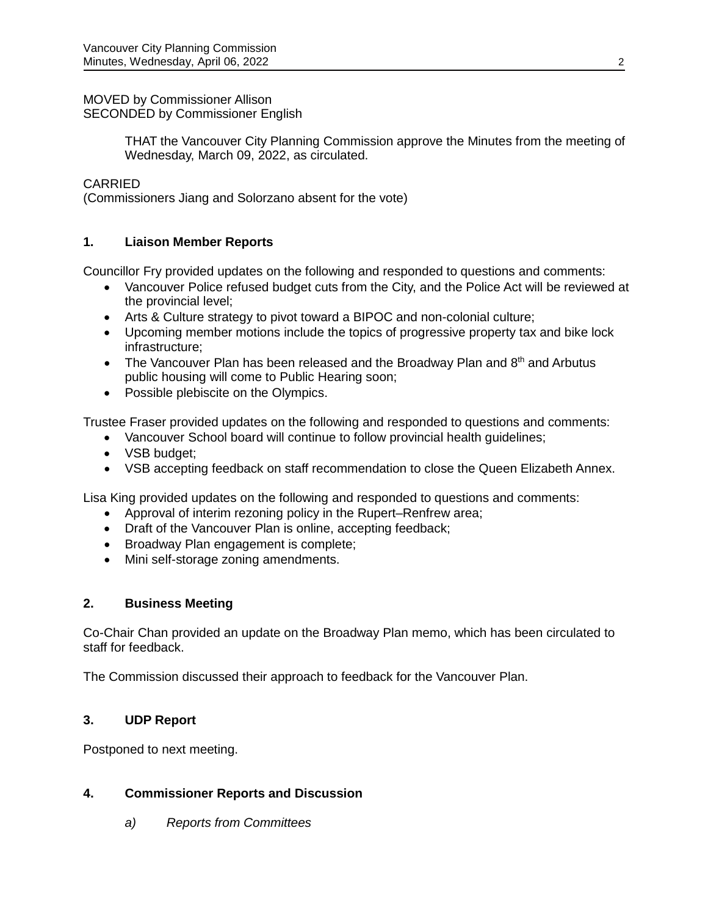MOVED by Commissioner Allison
SECONDED by Commissioner English

> THAT the Vancouver City Planning Commission approve the Minutes from the meeting of Wednesday, March 09, 2022, as circulated.

CARRIED
(Commissioners Jiang and Solorzano absent for the vote)

## 1. Liaison Member Reports

Councillor Fry provided updates on the following and responded to questions and comments:

- Vancouver Police refused budget cuts from the City, and the Police Act will be reviewed at the provincial level;
- Arts & Culture strategy to pivot toward a BIPOC and non-colonial culture;
- Upcoming member motions include the topics of progressive property tax and bike lock infrastructure;
- The Vancouver Plan has been released and the Broadway Plan and 8th and Arbutus public housing will come to Public Hearing soon;
- Possible plebiscite on the Olympics.

Trustee Fraser provided updates on the following and responded to questions and comments:

- Vancouver School board will continue to follow provincial health guidelines;
- VSB budget;
- VSB accepting feedback on staff recommendation to close the Queen Elizabeth Annex.

Lisa King provided updates on the following and responded to questions and comments:

- Approval of interim rezoning policy in the Rupert–Renfrew area;
- Draft of the Vancouver Plan is online, accepting feedback;
- Broadway Plan engagement is complete;
- Mini self-storage zoning amendments.

## 2. Business Meeting

Co-Chair Chan provided an update on the Broadway Plan memo, which has been circulated to staff for feedback.

The Commission discussed their approach to feedback for the Vancouver Plan.

## 3. UDP Report

Postponed to next meeting.

## 4. Commissioner Reports and Discussion

*a) Reports from Committees*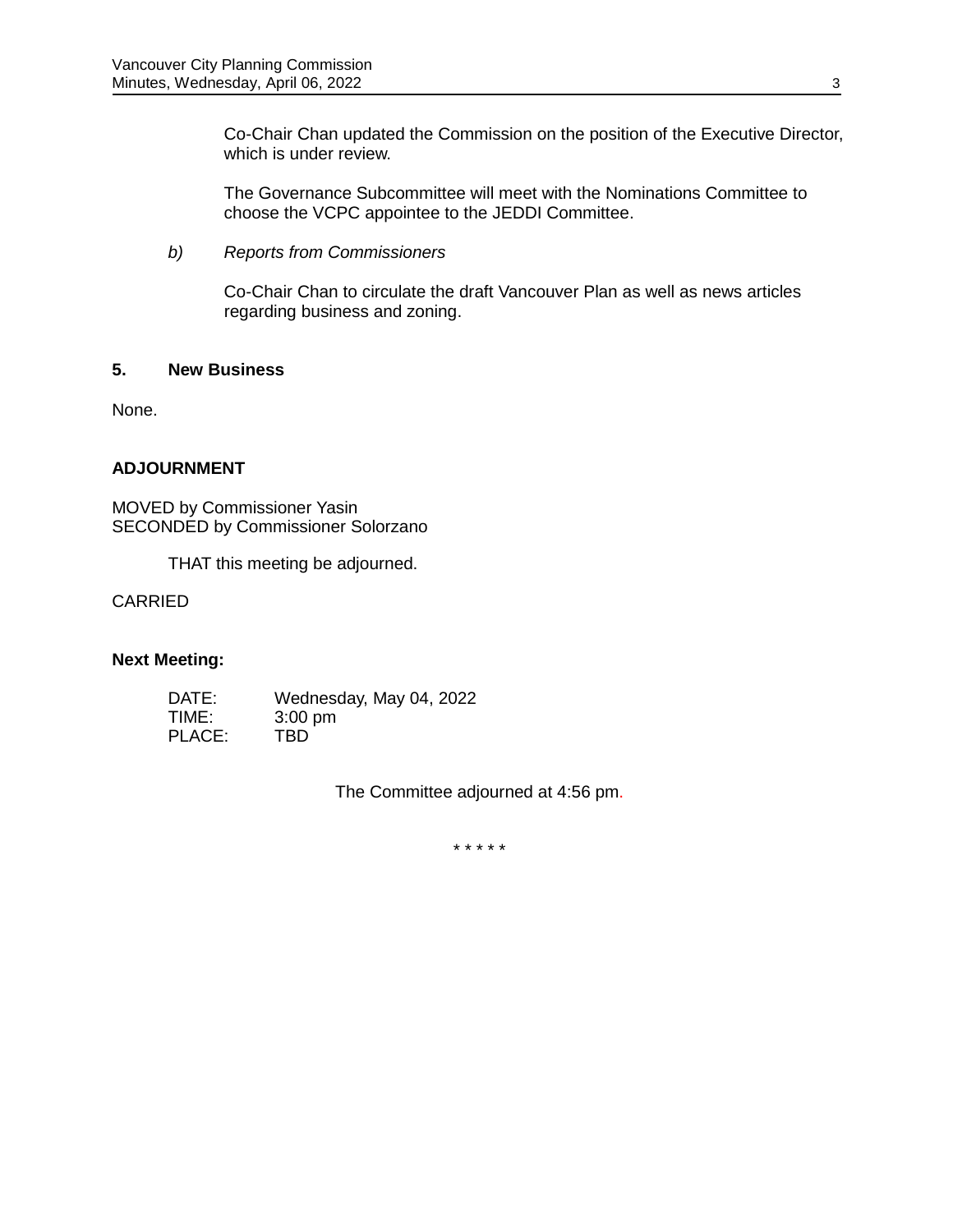Co-Chair Chan updated the Commission on the position of the Executive Director, which is under review.

The Governance Subcommittee will meet with the Nominations Committee to choose the VCPC appointee to the JEDDI Committee.

*b) Reports from Commissioners*

Co-Chair Chan to circulate the draft Vancouver Plan as well as news articles regarding business and zoning.

## 5. New Business

None.

## ADJOURNMENT

MOVED by Commissioner Yasin
SECONDED by Commissioner Solorzano

THAT this meeting be adjourned.

CARRIED

**Next Meeting:**

DATE: Wednesday, May 04, 2022
TIME: 3:00 pm
PLACE: TBD

The Committee adjourned at 4:56 pm.

\* \* \* \* \*